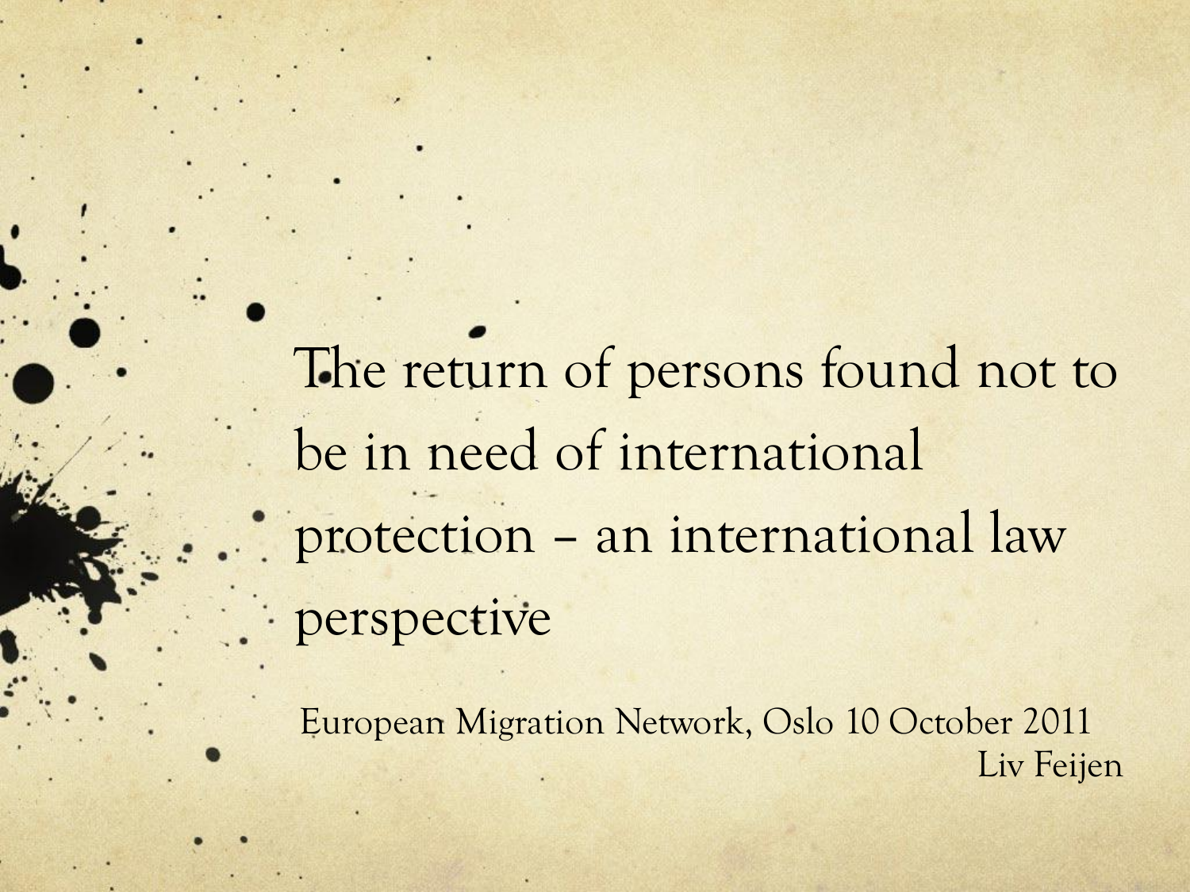# The return of persons found not to be in need of international protection – an international law perspective

European Migration Network, Oslo 10 October 2011

Liv Feijen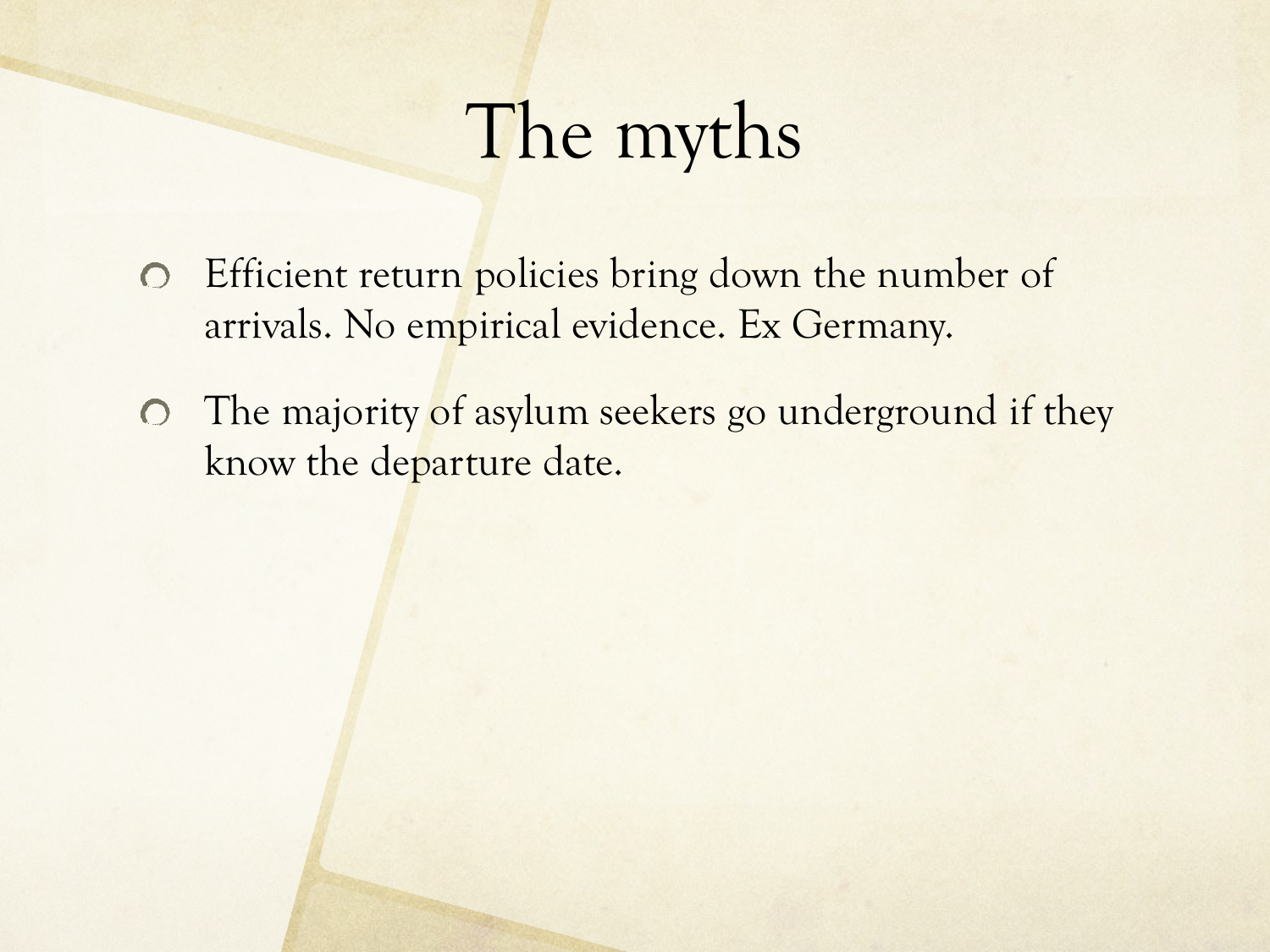# The myths

- Efficient return policies bring down the number of arrivals. No empirical evidence. Ex Germany.
- The majority of asylum seekers go underground if they know the departure date.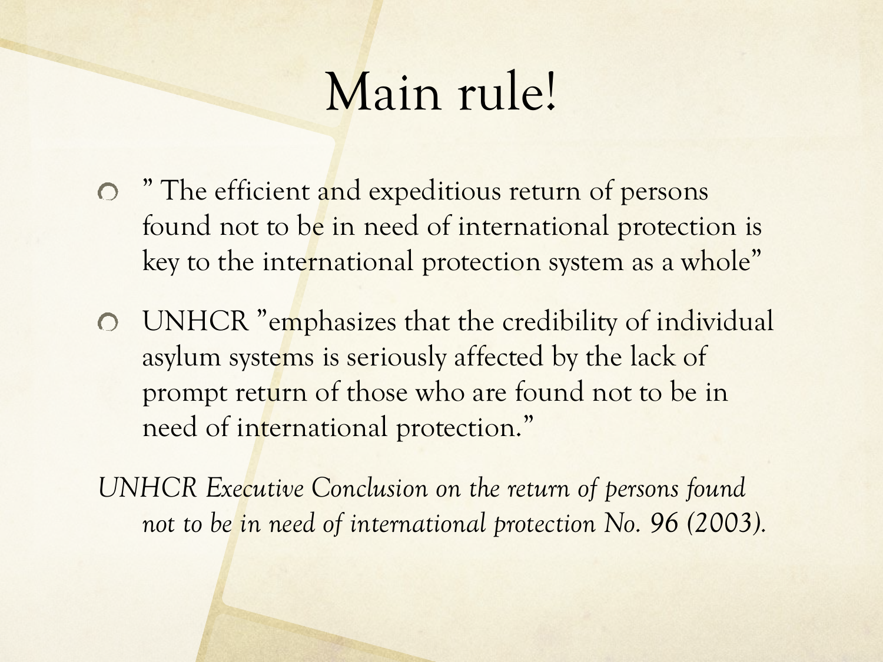# Main rule!

- " The efficient and expeditious return of persons found not to be in need of international protection is key to the international protection system as a whole"
- UNHCR "emphasizes that the credibility of individual asylum systems is seriously affected by the lack of prompt return of those who are found not to be in need of international protection."

*UNHCR Executive Conclusion on the return of persons found not to be in need of international protection No. 96 (2003).*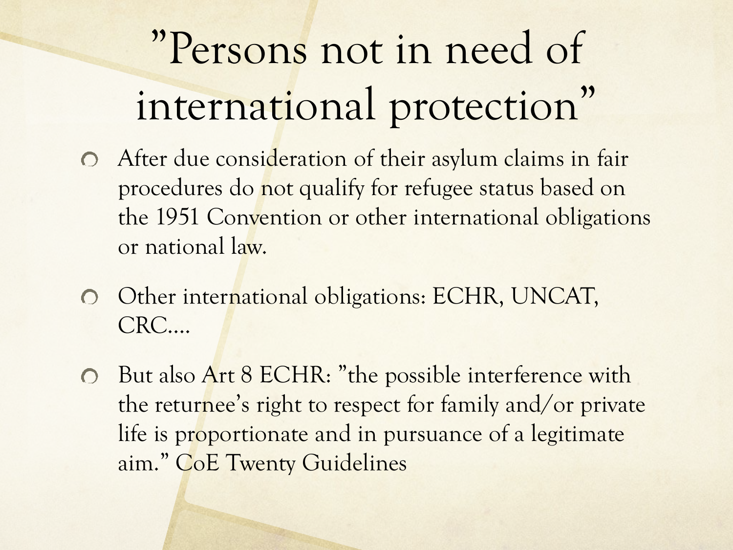# ”Persons not in need of international protection”

- After due consideration of their asylum claims in fair procedures do not qualify for refugee status based on the 1951 Convention or other international obligations or national law.
- Other international obligations: ECHR, UNCAT, CRC….
- But also Art 8 ECHR: ”the possible interference with the returnee’s right to respect for family and/or private life is proportionate and in pursuance of a legitimate aim.” CoE Twenty Guidelines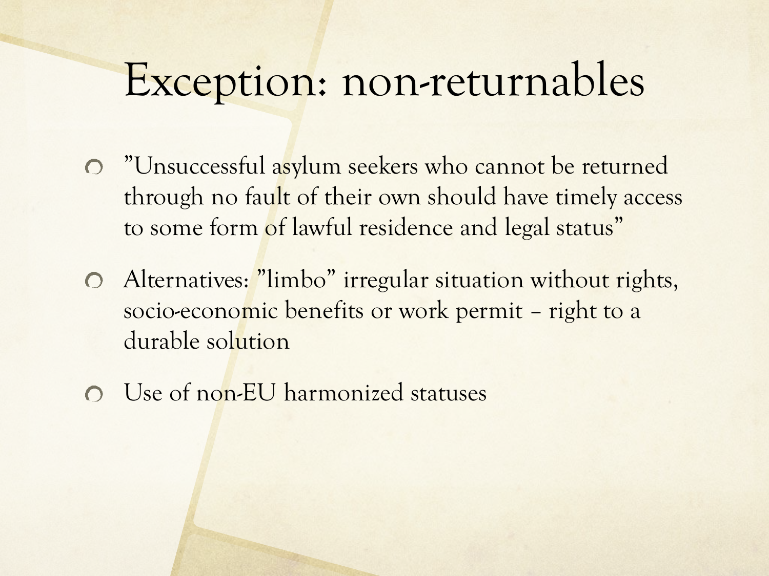# Exception: non-returnables

- ”Unsuccessful asylum seekers who cannot be returned through no fault of their own should have timely access to some form of lawful residence and legal status”
- Alternatives: ”limbo” irregular situation without rights, socio-economic benefits or work permit – right to a durable solution
- Use of non-EU harmonized statuses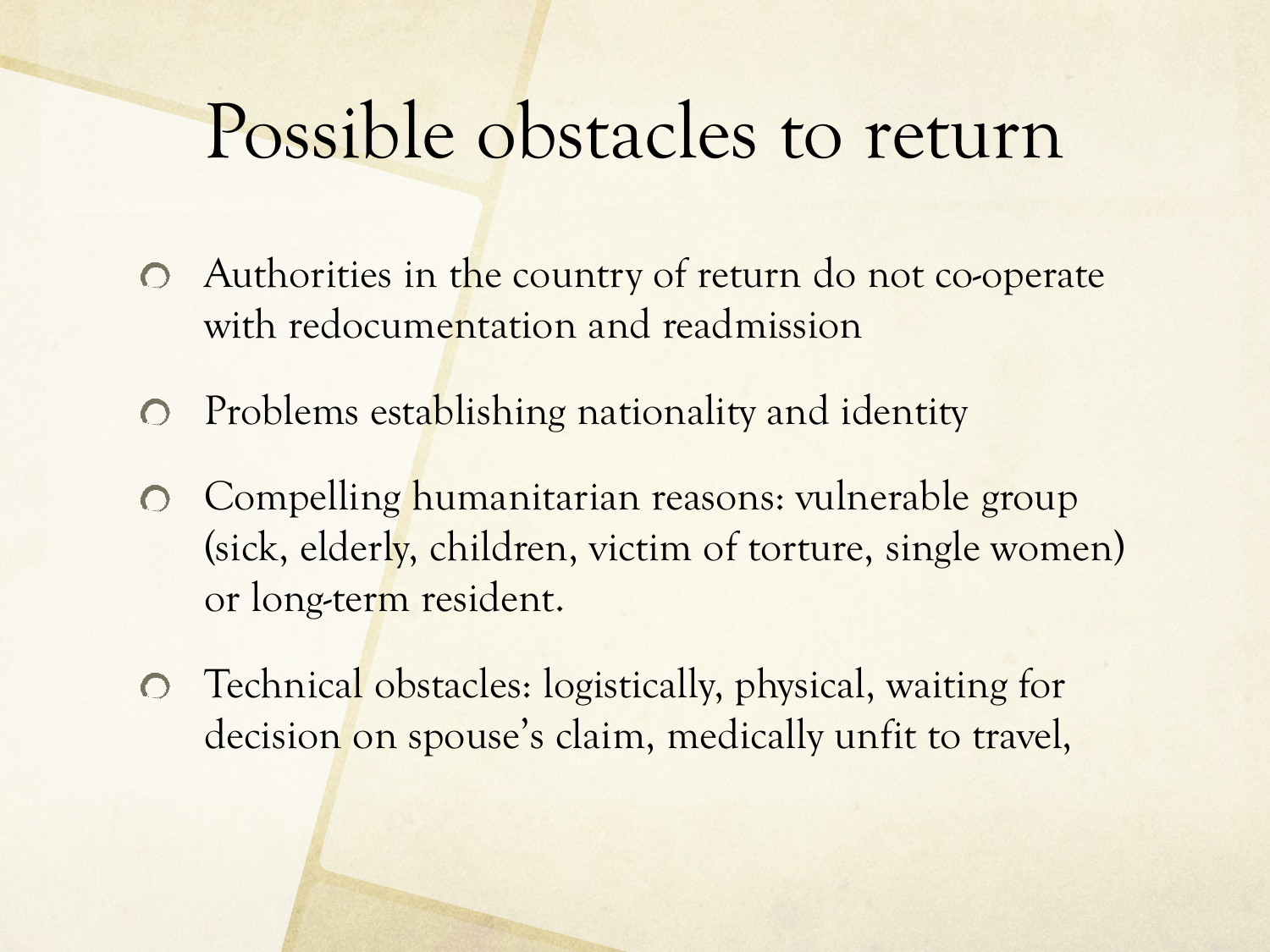# Possible obstacles to return

- Authorities in the country of return do not co-operate with redocumentation and readmission
- Problems establishing nationality and identity
- Compelling humanitarian reasons: vulnerable group (sick, elderly, children, victim of torture, single women) or long-term resident.
- Technical obstacles: logistically, physical, waiting for decision on spouse's claim, medically unfit to travel,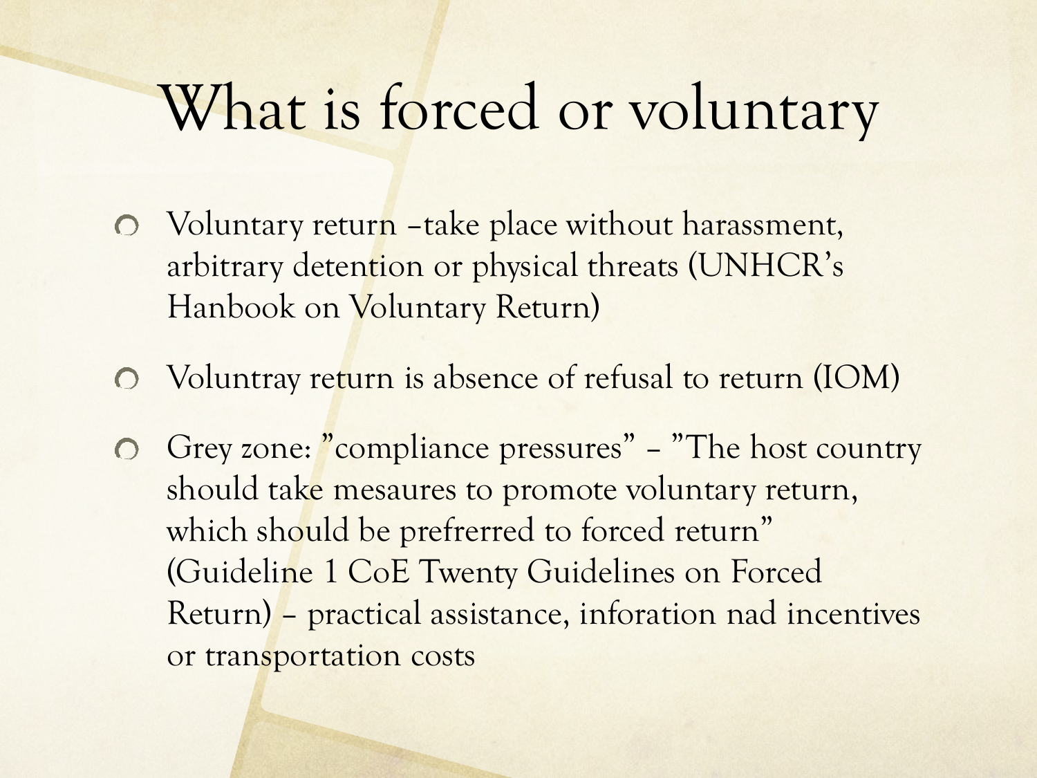# What is forced or voluntary

- Voluntary return –take place without harassment, arbitrary detention or physical threats (UNHCR's Hanbook on Voluntary Return)
- Voluntray return is absence of refusal to return (IOM)
- Grey zone: "compliance pressures" – "The host country should take mesaures to promote voluntary return, which should be prefrerred to forced return" (Guideline 1 CoE Twenty Guidelines on Forced Return) – practical assistance, inforation nad incentives or transportation costs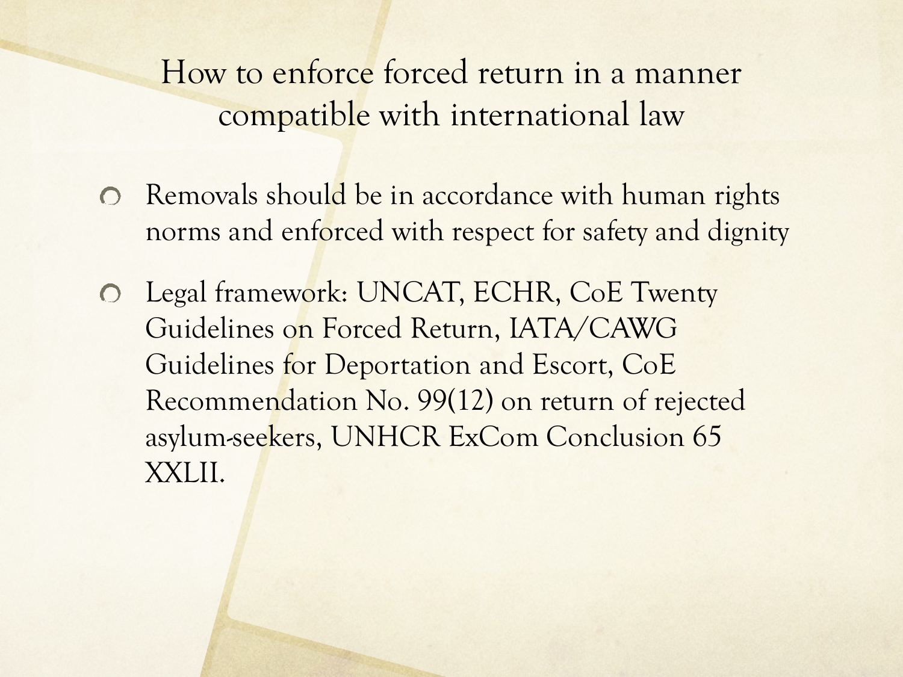# How to enforce forced return in a manner compatible with international law

- Removals should be in accordance with human rights norms and enforced with respect for safety and dignity
- Legal framework: UNCAT, ECHR, CoE Twenty Guidelines on Forced Return, IATA/CAWG Guidelines for Deportation and Escort, CoE Recommendation No. 99(12) on return of rejected asylum-seekers, UNHCR ExCom Conclusion 65 XXLII.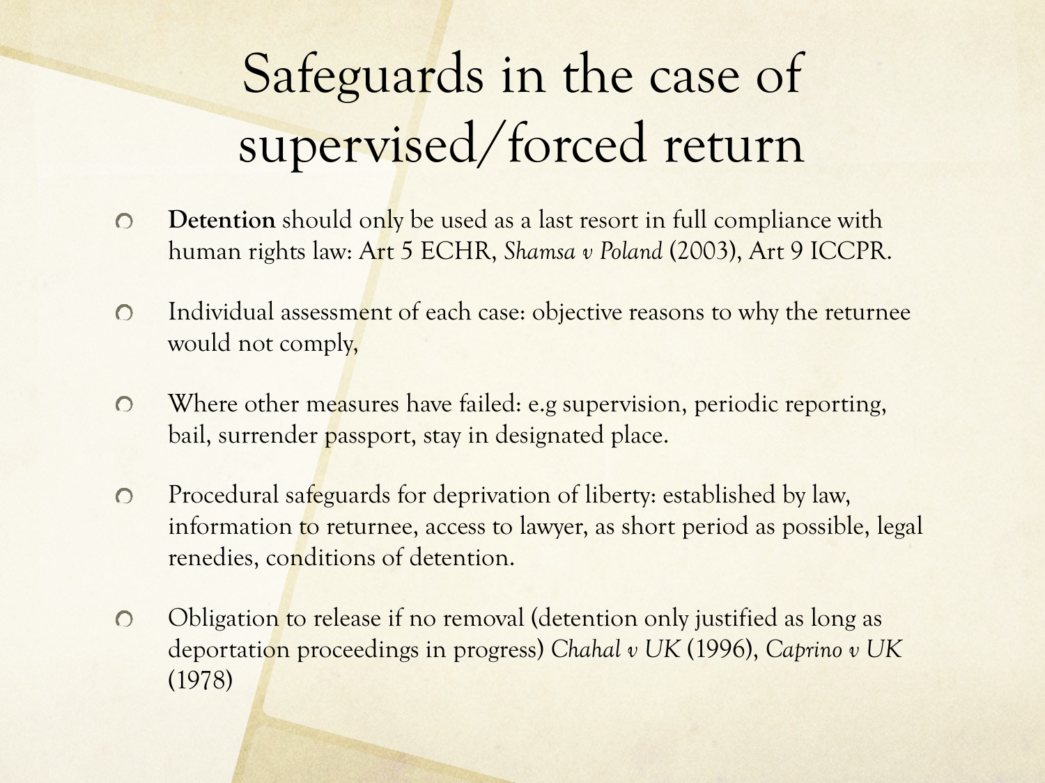# Safeguards in the case of supervised/forced return

- **Detention** should only be used as a last resort in full compliance with human rights law: Art 5 ECHR, *Shamsa v Poland* (2003), Art 9 ICCPR.
- Individual assessment of each case: objective reasons to why the returnee would not comply,
- Where other measures have failed: e.g supervision, periodic reporting, bail, surrender passport, stay in designated place.
- Procedural safeguards for deprivation of liberty: established by law, information to returnee, access to lawyer, as short period as possible, legal renedies, conditions of detention.
- Obligation to release if no removal (detention only justified as long as deportation proceedings in progress) *Chahal v UK* (1996), *Caprino v UK* (1978)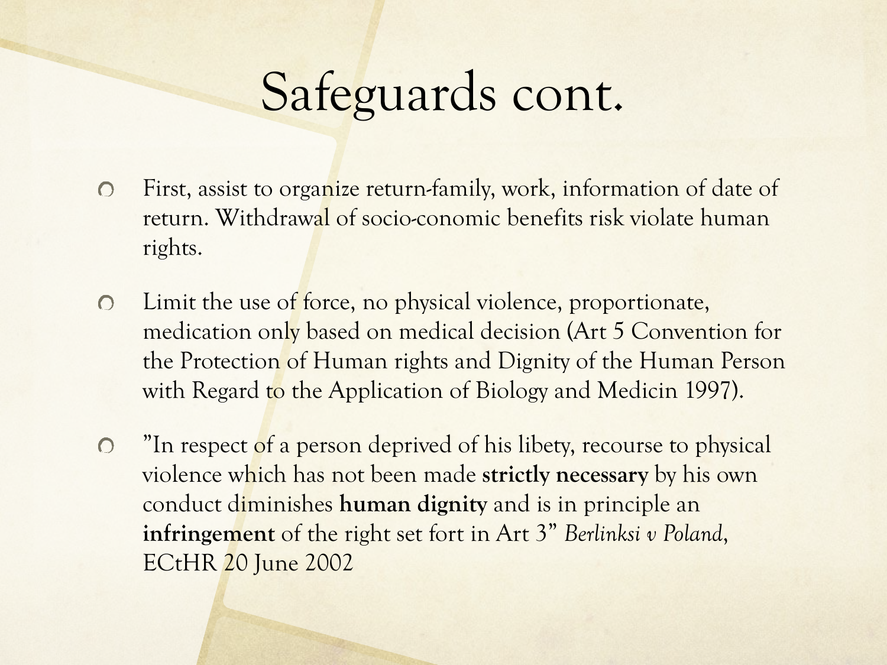# Safeguards cont.

- First, assist to organize return-family, work, information of date of return. Withdrawal of socio-conomic benefits risk violate human rights.
- Limit the use of force, no physical violence, proportionate, medication only based on medical decision (Art 5 Convention for the Protection of Human rights and Dignity of the Human Person with Regard to the Application of Biology and Medicin 1997).
- ”In respect of a person deprived of his libety, recourse to physical violence which has not been made **strictly necessary** by his own conduct diminishes **human dignity** and is in principle an **infringement** of the right set fort in Art 3” *Berlinksi v Poland*, ECtHR 20 June 2002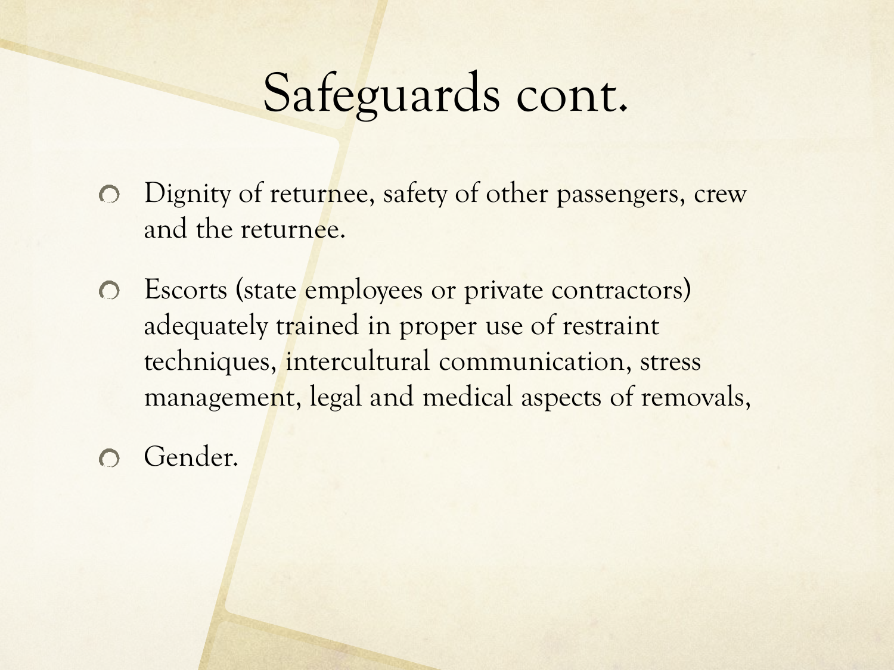# Safeguards cont.

- Dignity of returnee, safety of other passengers, crew and the returnee.
- Escorts (state employees or private contractors) adequately trained in proper use of restraint techniques, intercultural communication, stress management, legal and medical aspects of removals,
- Gender.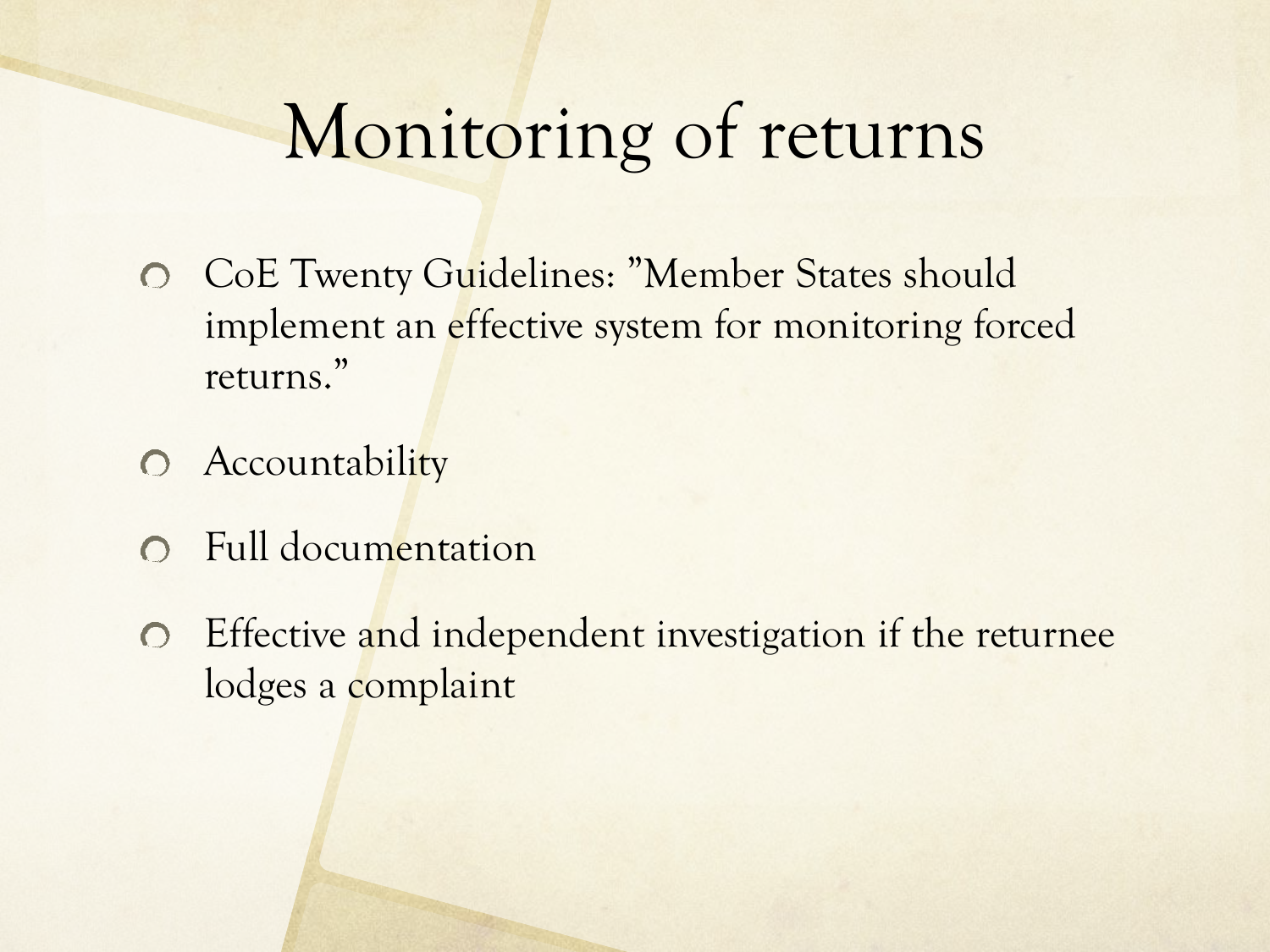# Monitoring of returns

- CoE Twenty Guidelines: ”Member States should implement an effective system for monitoring forced returns.”
- Accountability
- Full documentation
- Effective and independent investigation if the returnee lodges a complaint